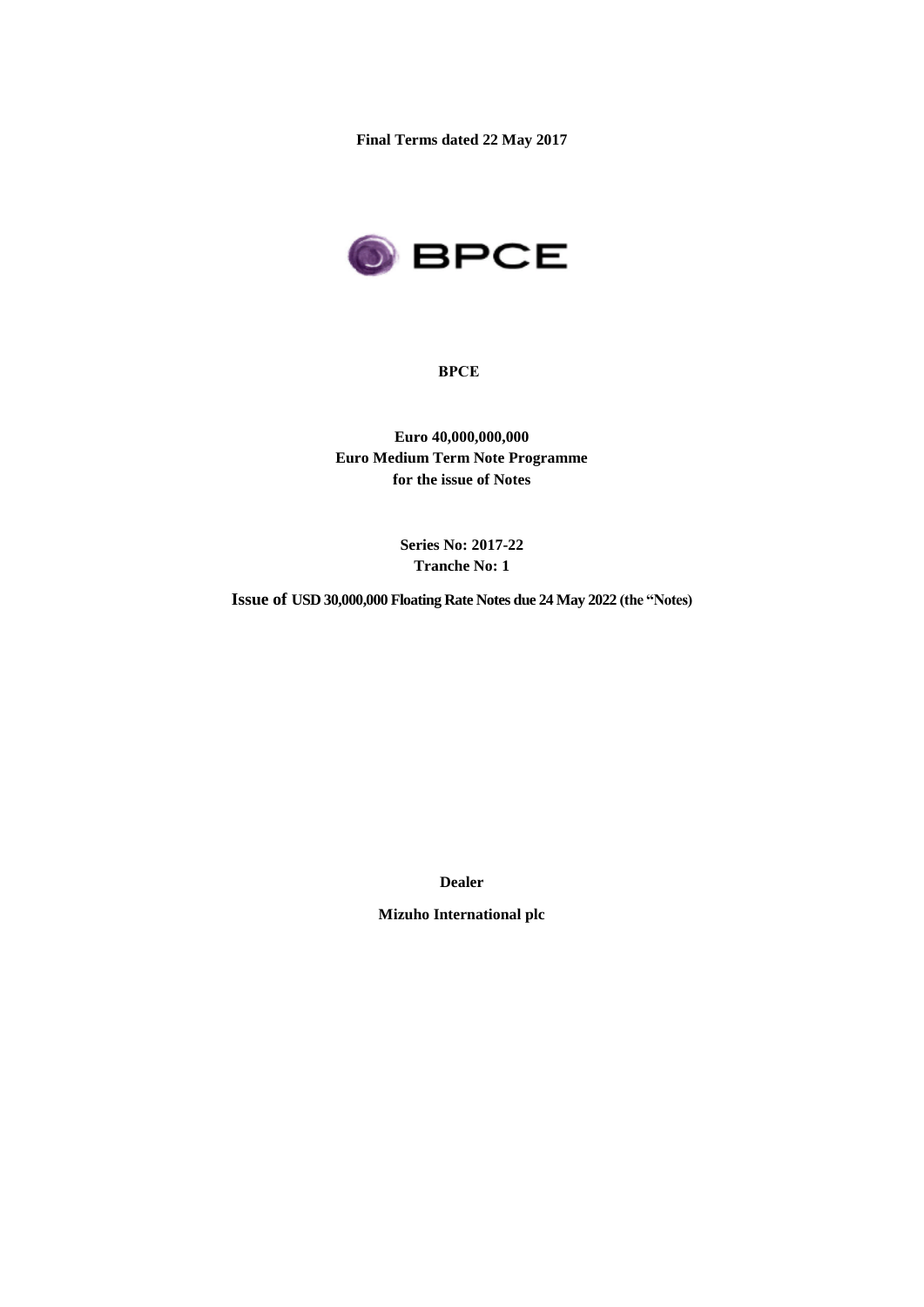**Final Terms dated 22 May 2017**

BPCE

**BPCE**

**Euro 40,000,000,000**
**Euro Medium Term Note Programme**
**for the issue of Notes**

**Series No: 2017-22**
**Tranche No: 1**

**Issue of USD 30,000,000 Floating Rate Notes due 24 May 2022 (the "Notes)**

**Dealer**

**Mizuho International plc**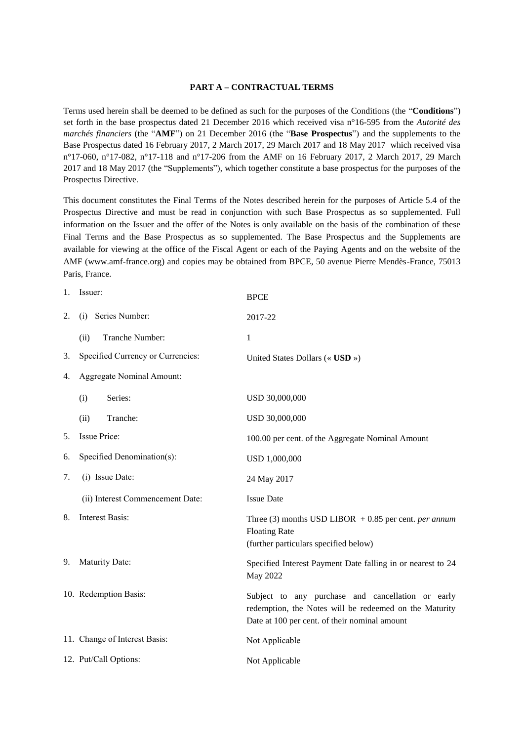## PART A – CONTRACTUAL TERMS

Terms used herein shall be deemed to be defined as such for the purposes of the Conditions (the "**Conditions**") set forth in the base prospectus dated 21 December 2016 which received visa n°16-595 from the *Autorité des marchés financiers* (the "**AMF**") on 21 December 2016 (the "**Base Prospectus**") and the supplements to the Base Prospectus dated 16 February 2017, 2 March 2017, 29 March 2017 and 18 May 2017 which received visa n°17-060, n°17-082, n°17-118 and n°17-206 from the AMF on 16 February 2017, 2 March 2017, 29 March 2017 and 18 May 2017 (the "Supplements"), which together constitute a base prospectus for the purposes of the Prospectus Directive.

This document constitutes the Final Terms of the Notes described herein for the purposes of Article 5.4 of the Prospectus Directive and must be read in conjunction with such Base Prospectus as so supplemented. Full information on the Issuer and the offer of the Notes is only available on the basis of the combination of these Final Terms and the Base Prospectus as so supplemented. The Base Prospectus and the Supplements are available for viewing at the office of the Fiscal Agent or each of the Paying Agents and on the website of the AMF (www.amf-france.org) and copies may be obtained from BPCE, 50 avenue Pierre Mendès-France, 75013 Paris, France.

| | |
|---|---|
| 1. Issuer: | BPCE |
| 2. (i) Series Number: | 2017-22 |
| (ii) Tranche Number: | 1 |
| 3. Specified Currency or Currencies: | United States Dollars (« **USD** ») |
| 4. Aggregate Nominal Amount: | |
| (i) Series: | USD 30,000,000 |
| (ii) Tranche: | USD 30,000,000 |
| 5. Issue Price: | 100.00 per cent. of the Aggregate Nominal Amount |
| 6. Specified Denomination(s): | USD 1,000,000 |
| 7. (i) Issue Date: | 24 May 2017 |
| (ii) Interest Commencement Date: | Issue Date |
| 8. Interest Basis: | Three (3) months USD LIBOR + 0.85 per cent. *per annum* Floating Rate (further particulars specified below) |
| 9. Maturity Date: | Specified Interest Payment Date falling in or nearest to 24 May 2022 |
| 10. Redemption Basis: | Subject to any purchase and cancellation or early redemption, the Notes will be redeemed on the Maturity Date at 100 per cent. of their nominal amount |
| 11. Change of Interest Basis: | Not Applicable |
| 12. Put/Call Options: | Not Applicable |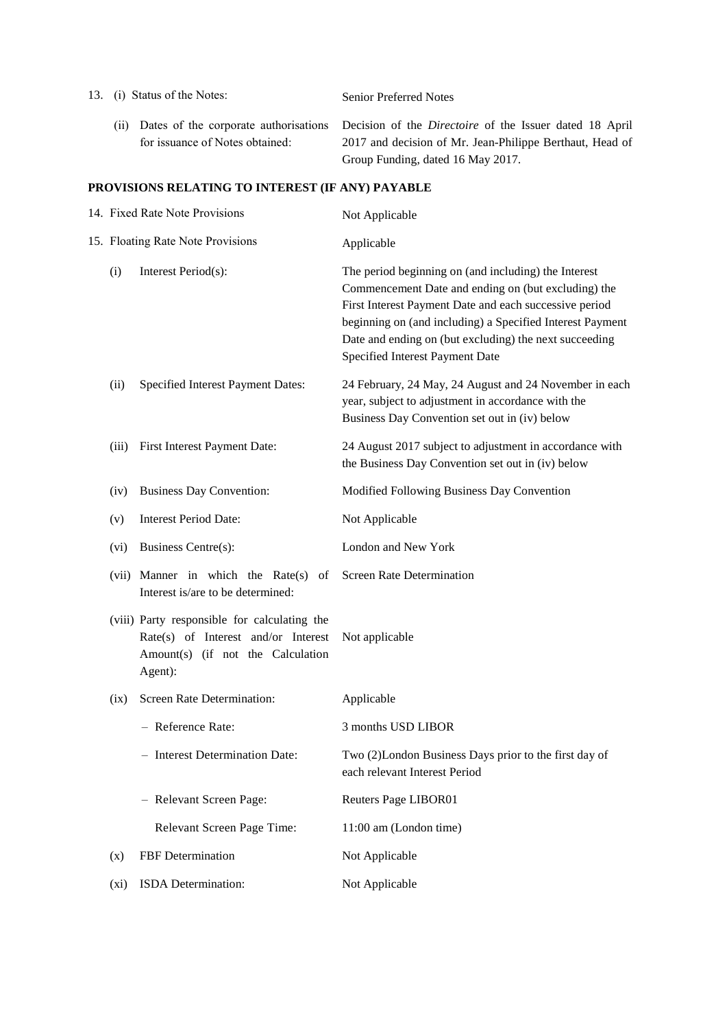| | | |
|---|---|---|
| 13. | (i) Status of the Notes: | Senior Preferred Notes |
| | (ii) Dates of the corporate authorisations for issuance of Notes obtained: | Decision of the *Directoire* of the Issuer dated 18 April 2017 and decision of Mr. Jean-Philippe Berthaut, Head of Group Funding, dated 16 May 2017. |

**PROVISIONS RELATING TO INTEREST (IF ANY) PAYABLE**

| | | |
|---|---|---|
| 14. | Fixed Rate Note Provisions | Not Applicable |
| 15. | Floating Rate Note Provisions | Applicable |
| (i) | Interest Period(s): | The period beginning on (and including) the Interest Commencement Date and ending on (but excluding) the First Interest Payment Date and each successive period beginning on (and including) a Specified Interest Payment Date and ending on (but excluding) the next succeeding Specified Interest Payment Date |
| (ii) | Specified Interest Payment Dates: | 24 February, 24 May, 24 August and 24 November in each year, subject to adjustment in accordance with the Business Day Convention set out in (iv) below |
| (iii) | First Interest Payment Date: | 24 August 2017 subject to adjustment in accordance with the Business Day Convention set out in (iv) below |
| (iv) | Business Day Convention: | Modified Following Business Day Convention |
| (v) | Interest Period Date: | Not Applicable |
| (vi) | Business Centre(s): | London and New York |
| (vii) | Manner in which the Rate(s) of Interest is/are to be determined: | Screen Rate Determination |
| (viii) | Party responsible for calculating the Rate(s) of Interest and/or Interest Amount(s) (if not the Calculation Agent): | Not applicable |
| (ix) | Screen Rate Determination: | Applicable |
| | – Reference Rate: | 3 months USD LIBOR |
| | – Interest Determination Date: | Two (2)London Business Days prior to the first day of each relevant Interest Period |
| | – Relevant Screen Page: | Reuters Page LIBOR01 |
| | Relevant Screen Page Time: | 11:00 am (London time) |
| (x) | FBF Determination | Not Applicable |
| (xi) | ISDA Determination: | Not Applicable |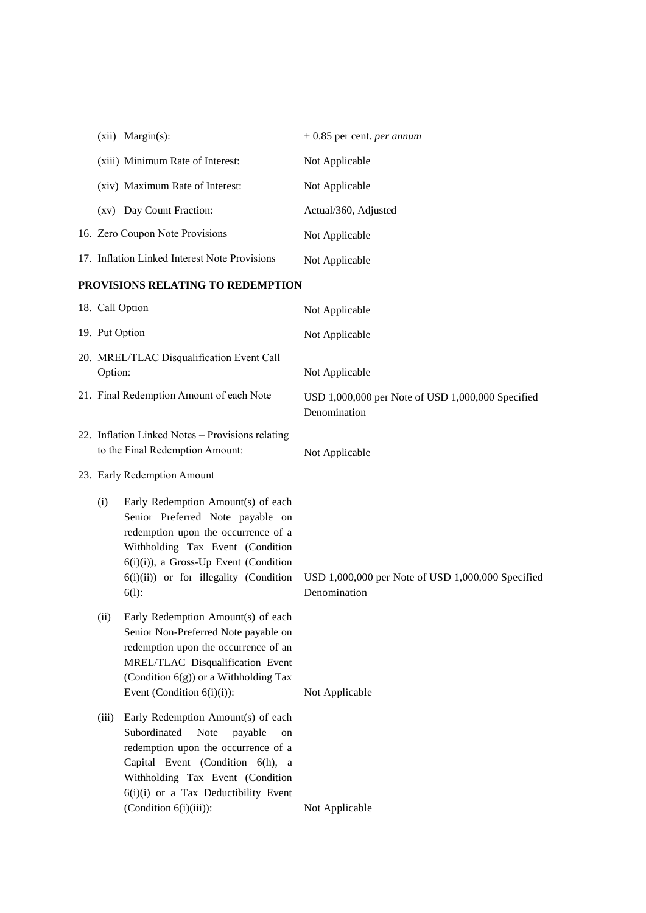| | |
|---|---|
| (xii) Margin(s): | + 0.85 per cent. *per annum* |
| (xiii) Minimum Rate of Interest: | Not Applicable |
| (xiv) Maximum Rate of Interest: | Not Applicable |
| (xv) Day Count Fraction: | Actual/360, Adjusted |
| 16. Zero Coupon Note Provisions | Not Applicable |
| 17. Inflation Linked Interest Note Provisions | Not Applicable |

**PROVISIONS RELATING TO REDEMPTION**

| | |
|---|---|
| 18. Call Option | Not Applicable |
| 19. Put Option | Not Applicable |
| 20. MREL/TLAC Disqualification Event Call Option: | Not Applicable |
| 21. Final Redemption Amount of each Note | USD 1,000,000 per Note of USD 1,000,000 Specified Denomination |
| 22. Inflation Linked Notes – Provisions relating to the Final Redemption Amount: | Not Applicable |
| 23. Early Redemption Amount | |
| (i) Early Redemption Amount(s) of each Senior Preferred Note payable on redemption upon the occurrence of a Withholding Tax Event (Condition 6(i)(i)), a Gross-Up Event (Condition 6(i)(ii)) or for illegality (Condition 6(l): | USD 1,000,000 per Note of USD 1,000,000 Specified Denomination |
| (ii) Early Redemption Amount(s) of each Senior Non-Preferred Note payable on redemption upon the occurrence of an MREL/TLAC Disqualification Event (Condition 6(g)) or a Withholding Tax Event (Condition 6(i)(i)): | Not Applicable |
| (iii) Early Redemption Amount(s) of each Subordinated Note payable on redemption upon the occurrence of a Capital Event (Condition 6(h), a Withholding Tax Event (Condition 6(i)(i) or a Tax Deductibility Event (Condition 6(i)(iii)): | Not Applicable |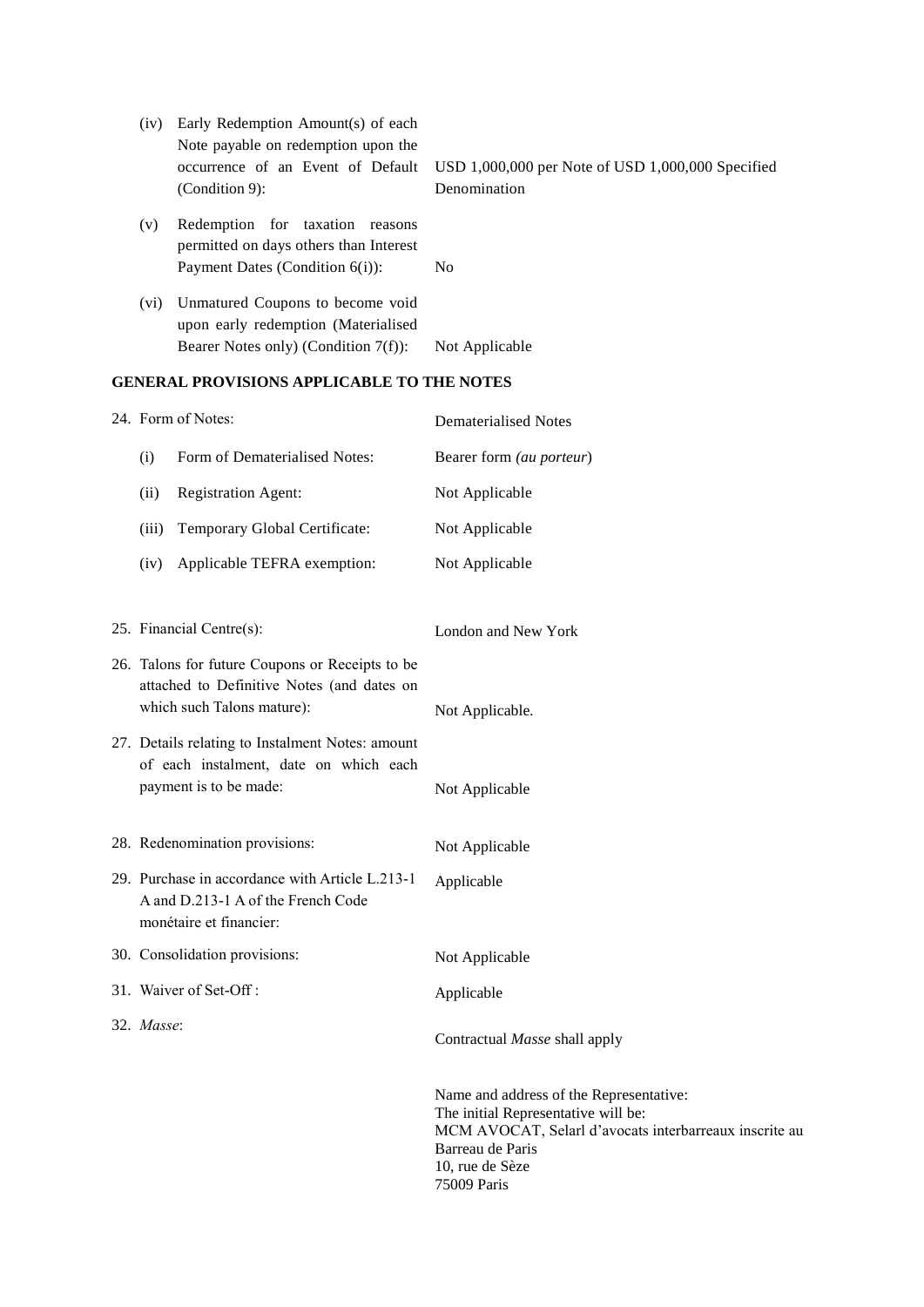| | | |
|---|---|---|
| (iv) | Early Redemption Amount(s) of each Note payable on redemption upon the occurrence of an Event of Default (Condition 9): | USD 1,000,000 per Note of USD 1,000,000 Specified Denomination |
| (v) | Redemption for taxation reasons permitted on days others than Interest Payment Dates (Condition 6(i)): | No |
| (vi) | Unmatured Coupons to become void upon early redemption (Materialised Bearer Notes only) (Condition 7(f)): | Not Applicable |

**GENERAL PROVISIONS APPLICABLE TO THE NOTES**

| | | |
|---|---|---|
| 24. | Form of Notes: | Dematerialised Notes |
| | (i) Form of Dematerialised Notes: | Bearer form *(au porteur)* |
| | (ii) Registration Agent: | Not Applicable |
| | (iii) Temporary Global Certificate: | Not Applicable |
| | (iv) Applicable TEFRA exemption: | Not Applicable |
| 25. | Financial Centre(s): | London and New York |
| 26. | Talons for future Coupons or Receipts to be attached to Definitive Notes (and dates on which such Talons mature): | Not Applicable. |
| 27. | Details relating to Instalment Notes: amount of each instalment, date on which each payment is to be made: | Not Applicable |
| 28. | Redenomination provisions: | Not Applicable |
| 29. | Purchase in accordance with Article L.213-1 A and D.213-1 A of the French Code monétaire et financier: | Applicable |
| 30. | Consolidation provisions: | Not Applicable |
| 31. | Waiver of Set-Off : | Applicable |
| 32. | *Masse*: | Contractual *Masse* shall apply<br><br>Name and address of the Representative:<br>The initial Representative will be:<br>MCM AVOCAT, Selarl d'avocats interbarreaux inscrite au Barreau de Paris<br>10, rue de Sèze<br>75009 Paris |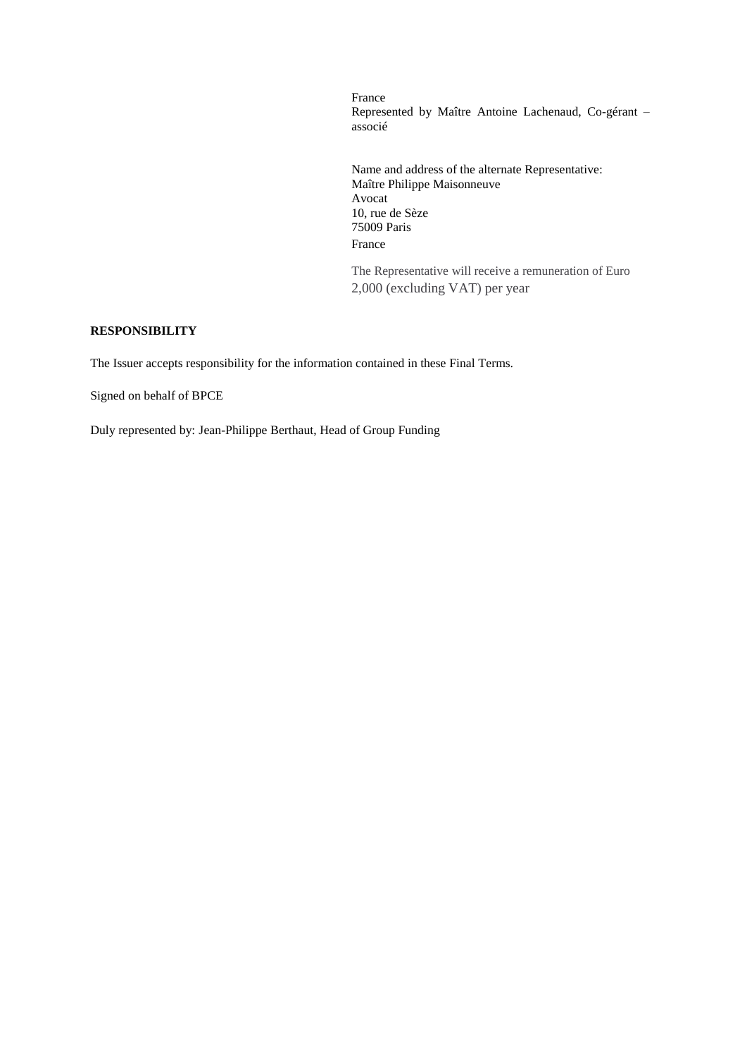France
Represented by Maître Antoine Lachenaud, Co-gérant – associé

Name and address of the alternate Representative:
Maître Philippe Maisonneuve
Avocat
10, rue de Sèze
75009 Paris
France

The Representative will receive a remuneration of Euro 2,000 (excluding VAT) per year

**RESPONSIBILITY**

The Issuer accepts responsibility for the information contained in these Final Terms.

Signed on behalf of BPCE

Duly represented by: Jean-Philippe Berthaut, Head of Group Funding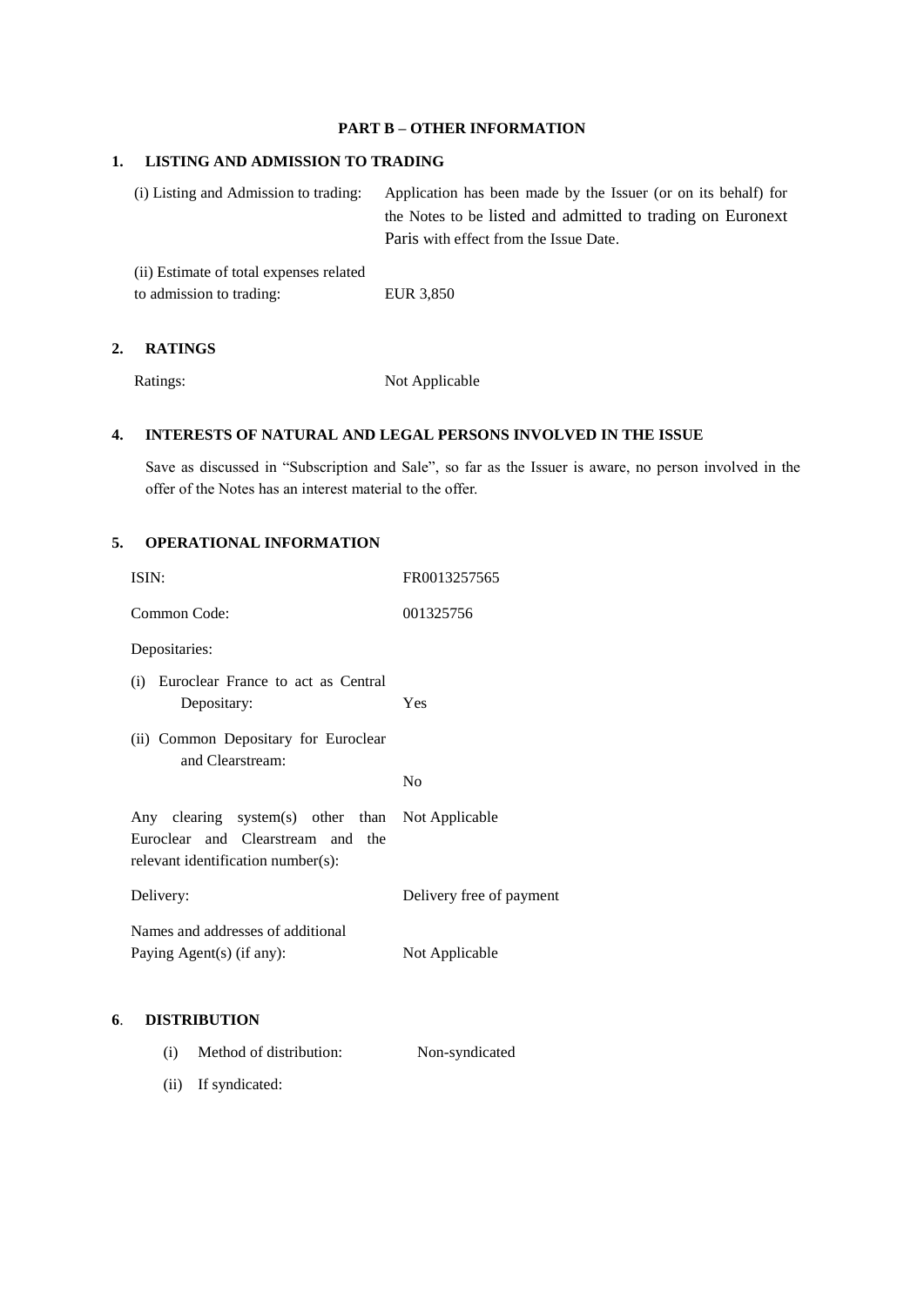## PART B – OTHER INFORMATION

### 1. LISTING AND ADMISSION TO TRADING

| | |
|---|---|
| (i) Listing and Admission to trading: | Application has been made by the Issuer (or on its behalf) for the Notes to be listed and admitted to trading on Euronext Paris with effect from the Issue Date. |
| (ii) Estimate of total expenses related to admission to trading: | EUR 3,850 |

### 2. RATINGS

| | |
|---|---|
| Ratings: | Not Applicable |

### 4. INTERESTS OF NATURAL AND LEGAL PERSONS INVOLVED IN THE ISSUE

Save as discussed in "Subscription and Sale", so far as the Issuer is aware, no person involved in the offer of the Notes has an interest material to the offer.

### 5. OPERATIONAL INFORMATION

| | |
|---|---|
| ISIN: | FR0013257565 |
| Common Code: | 001325756 |
| Depositaries: | |
| (i) Euroclear France to act as Central Depositary: | Yes |
| (ii) Common Depositary for Euroclear and Clearstream: | No |
| Any clearing system(s) other than Euroclear and Clearstream and the relevant identification number(s): | Not Applicable |
| Delivery: | Delivery free of payment |
| Names and addresses of additional Paying Agent(s) (if any): | Not Applicable |

### 6. DISTRIBUTION

| | |
|---|---|
| (i) Method of distribution: | Non-syndicated |
| (ii) If syndicated: | |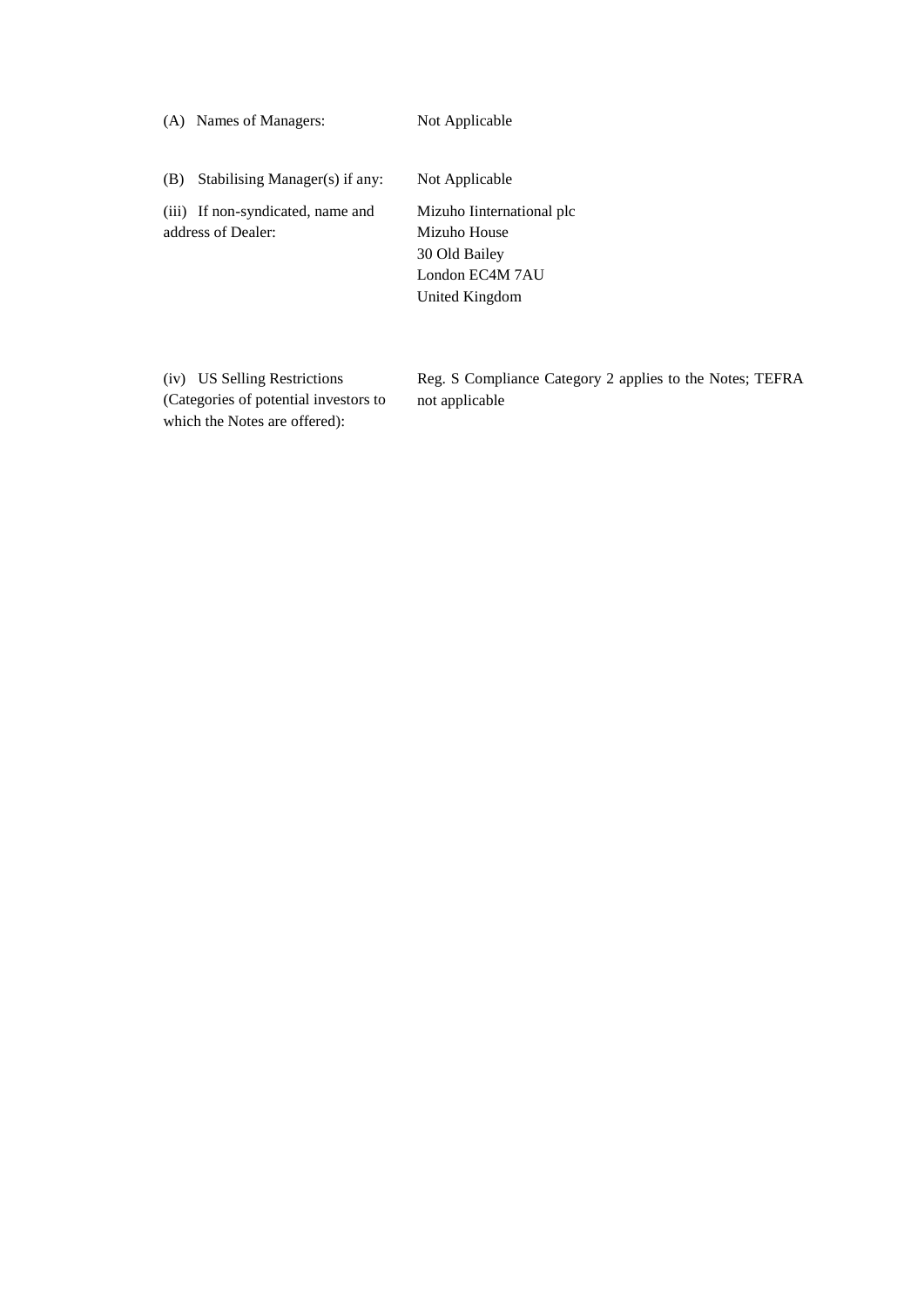| | |
|---|---|
| (A) Names of Managers: | Not Applicable |
| (B) Stabilising Manager(s) if any: | Not Applicable |
| (iii) If non-syndicated, name and address of Dealer: | Mizuho Iinternational plc<br>Mizuho House<br>30 Old Bailey<br>London EC4M 7AU<br>United Kingdom |
| (iv) US Selling Restrictions (Categories of potential investors to which the Notes are offered): | Reg. S Compliance Category 2 applies to the Notes; TEFRA not applicable |